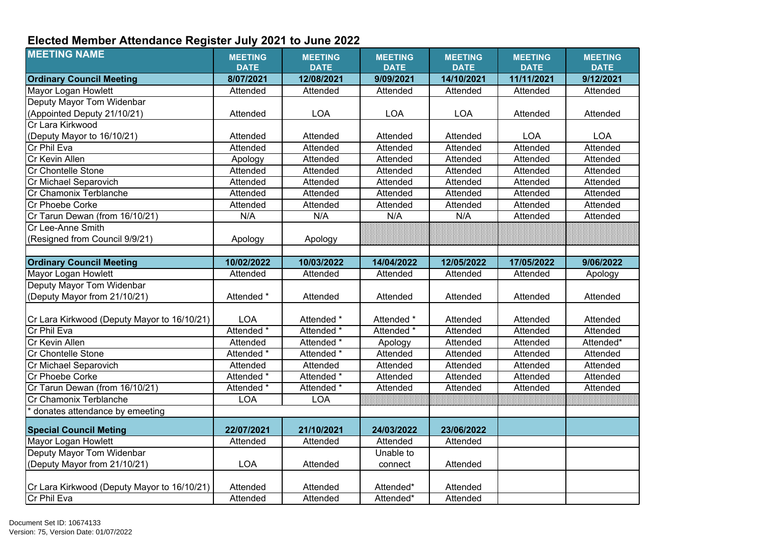# Elected Member Attendance Register July 2021 to June 2022

| MEETING NAME | MEETING DATE | MEETING DATE | MEETING DATE | MEETING DATE | MEETING DATE | MEETING DATE |
|---|---|---|---|---|---|---|
| **Ordinary Council Meeting** | **8/07/2021** | **12/08/2021** | **9/09/2021** | **14/10/2021** | **11/11/2021** | **9/12/2021** |
| Mayor Logan Howlett | Attended | Attended | Attended | Attended | Attended | Attended |
| Deputy Mayor Tom Widenbar (Appointed Deputy 21/10/21) | Attended | LOA | LOA | LOA | Attended | Attended |
| Cr Lara Kirkwood (Deputy Mayor to 16/10/21) | Attended | Attended | Attended | Attended | LOA | LOA |
| Cr Phil Eva | Attended | Attended | Attended | Attended | Attended | Attended |
| Cr Kevin Allen | Apology | Attended | Attended | Attended | Attended | Attended |
| Cr Chontelle Stone | Attended | Attended | Attended | Attended | Attended | Attended |
| Cr Michael Separovich | Attended | Attended | Attended | Attended | Attended | Attended |
| Cr Chamonix Terblanche | Attended | Attended | Attended | Attended | Attended | Attended |
| Cr Phoebe Corke | Attended | Attended | Attended | Attended | Attended | Attended |
| Cr Tarun Dewan (from 16/10/21) | N/A | N/A | N/A | N/A | Attended | Attended |
| Cr Lee-Anne Smith (Resigned from Council 9/9/21) | Apology | Apology | | | | |
| | | | | | | |
| **Ordinary Council Meeting** | **10/02/2022** | **10/03/2022** | **14/04/2022** | **12/05/2022** | **17/05/2022** | **9/06/2022** |
| Mayor Logan Howlett | Attended | Attended | Attended | Attended | Attended | Apology |
| Deputy Mayor Tom Widenbar (Deputy Mayor from 21/10/21) | Attended * | Attended | Attended | Attended | Attended | Attended |
| Cr Lara Kirkwood (Deputy Mayor to 16/10/21) | LOA | Attended * | Attended * | Attended | Attended | Attended |
| Cr Phil Eva | Attended * | Attended * | Attended * | Attended | Attended | Attended |
| Cr Kevin Allen | Attended | Attended * | Apology | Attended | Attended | Attended* |
| Cr Chontelle Stone | Attended * | Attended * | Attended | Attended | Attended | Attended |
| Cr Michael Separovich | Attended | Attended | Attended | Attended | Attended | Attended |
| Cr Phoebe Corke | Attended * | Attended * | Attended | Attended | Attended | Attended |
| Cr Tarun Dewan (from 16/10/21) | Attended * | Attended * | Attended | Attended | Attended | Attended |
| Cr Chamonix Terblanche | LOA | LOA | | | | |
| * donates attendance by emeeting | | | | | | |
| **Special Council Meting** | **22/07/2021** | **21/10/2021** | **24/03/2022** | **23/06/2022** | | |
| Mayor Logan Howlett | Attended | Attended | Attended | Attended | | |
| Deputy Mayor Tom Widenbar (Deputy Mayor from 21/10/21) | LOA | Attended | Unable to connect | Attended | | |
| Cr Lara Kirkwood (Deputy Mayor to 16/10/21) | Attended | Attended | Attended* | Attended | | |
| Cr Phil Eva | Attended | Attended | Attended* | Attended | | |

Document Set ID: 10674133
Version: 75, Version Date: 01/07/2022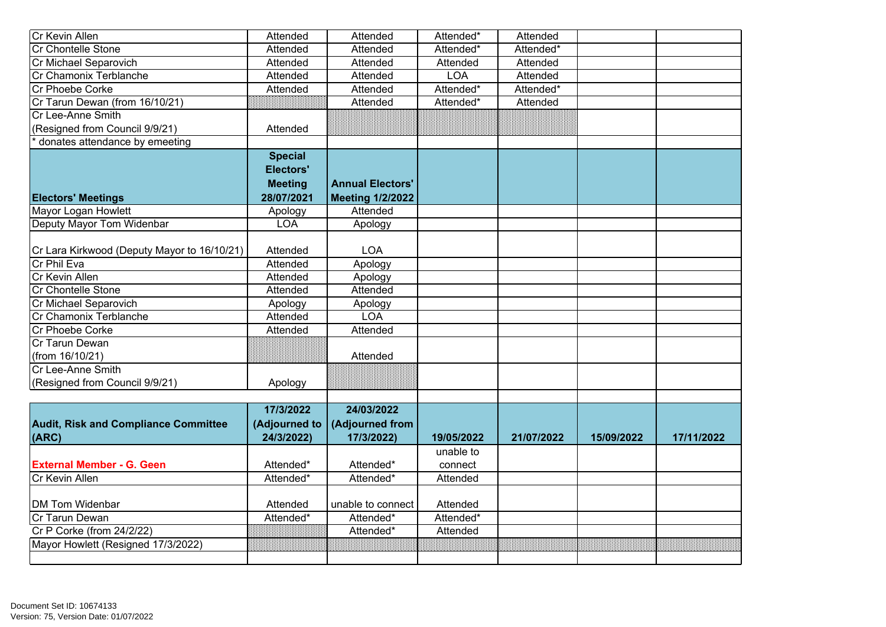| | | | | | | |
|---|---|---|---|---|---|---|
| Cr Kevin Allen | Attended | Attended | Attended* | Attended | | |
| Cr Chontelle Stone | Attended | Attended | Attended* | Attended* | | |
| Cr Michael Separovich | Attended | Attended | Attended | Attended | | |
| Cr Chamonix Terblanche | Attended | Attended | LOA | Attended | | |
| Cr Phoebe Corke | Attended | Attended | Attended* | Attended* | | |
| Cr Tarun Dewan (from 16/10/21) | | Attended | Attended* | Attended | | |
| Cr Lee-Anne Smith (Resigned from Council 9/9/21) | Attended | | | | | |
| * donates attendance by emeeting | | | | | | |

| **Electors' Meetings** | **Special Electors' Meeting 28/07/2021** | **Annual Electors' Meeting 1/2/2022** | | | | |
|---|---|---|---|---|---|---|
| Mayor Logan Howlett | Apology | Attended | | | | |
| Deputy Mayor Tom Widenbar | LOA | Apology | | | | |
| Cr Lara Kirkwood (Deputy Mayor to 16/10/21) | Attended | LOA | | | | |
| Cr Phil Eva | Attended | Apology | | | | |
| Cr Kevin Allen | Attended | Apology | | | | |
| Cr Chontelle Stone | Attended | Attended | | | | |
| Cr Michael Separovich | Apology | Apology | | | | |
| Cr Chamonix Terblanche | Attended | LOA | | | | |
| Cr Phoebe Corke | Attended | Attended | | | | |
| Cr Tarun Dewan (from 16/10/21) | | Attended | | | | |
| Cr Lee-Anne Smith (Resigned from Council 9/9/21) | Apology | | | | | |

| **Audit, Risk and Compliance Committee (ARC)** | **17/3/2022 (Adjourned to 24/3/2022)** | **24/03/2022 (Adjourned from 17/3/2022)** | **19/05/2022** | **21/07/2022** | **15/09/2022** | **17/11/2022** |
|---|---|---|---|---|---|---|
| **External Member - G. Geen** | Attended* | Attended* | unable to connect | | | |
| Cr Kevin Allen | Attended* | Attended* | Attended | | | |
| DM Tom Widenbar | Attended | unable to connect | Attended | | | |
| Cr Tarun Dewan | Attended* | Attended* | Attended* | | | |
| Cr P Corke (from 24/2/22) | | Attended* | Attended | | | |
| Mayor Howlett (Resigned 17/3/2022) | | | | | | |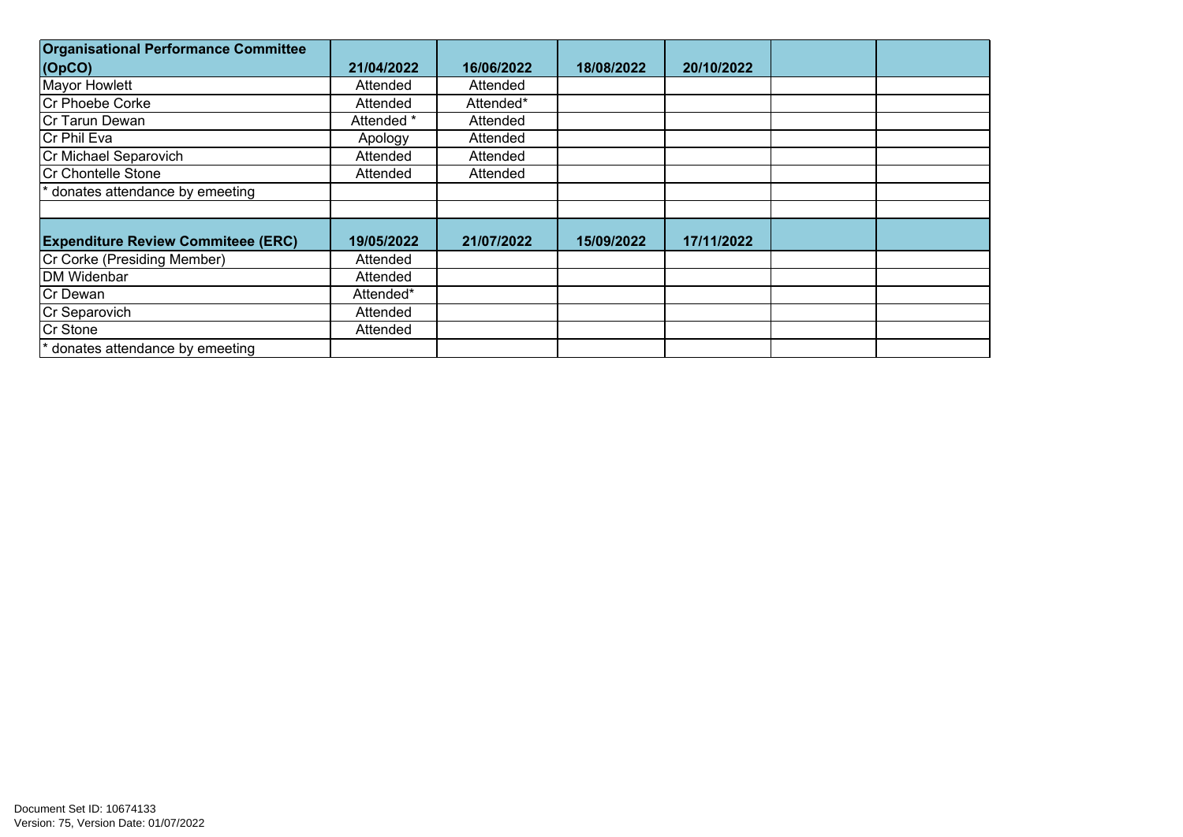| Organisational Performance Committee (OpCO) | 21/04/2022 | 16/06/2022 | 18/08/2022 | 20/10/2022 | | |
|---|---|---|---|---|---|---|
| Mayor Howlett | Attended | Attended | | | | |
| Cr Phoebe Corke | Attended | Attended* | | | | |
| Cr Tarun Dewan | Attended * | Attended | | | | |
| Cr Phil Eva | Apology | Attended | | | | |
| Cr Michael Separovich | Attended | Attended | | | | |
| Cr Chontelle Stone | Attended | Attended | | | | |
| * donates attendance by emeeting | | | | | | |
| | | | | | | |
| **Expenditure Review Commiteee (ERC)** | **19/05/2022** | **21/07/2022** | **15/09/2022** | **17/11/2022** | | |
| Cr Corke (Presiding Member) | Attended | | | | | |
| DM Widenbar | Attended | | | | | |
| Cr Dewan | Attended* | | | | | |
| Cr Separovich | Attended | | | | | |
| Cr Stone | Attended | | | | | |
| * donates attendance by emeeting | | | | | | |

Document Set ID: 10674133
Version: 75, Version Date: 01/07/2022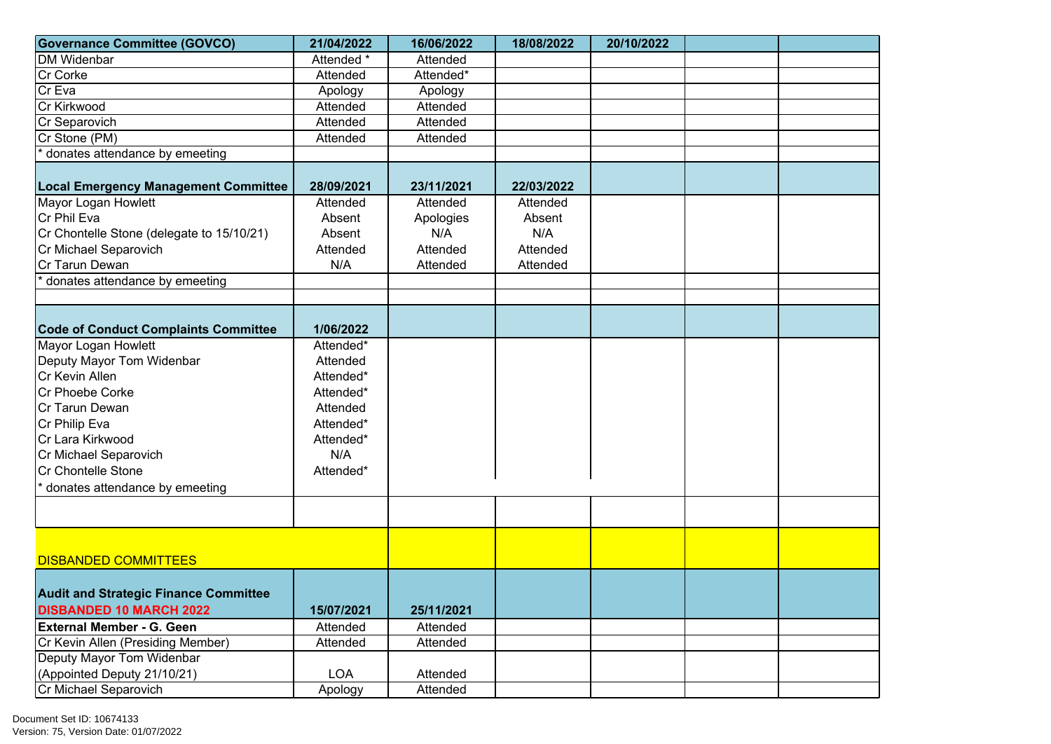| Governance Committee (GOVCO) | 21/04/2022 | 16/06/2022 | 18/08/2022 | 20/10/2022 | | |
|---|---|---|---|---|---|---|
| DM Widenbar | Attended * | Attended | | | | |
| Cr Corke | Attended | Attended* | | | | |
| Cr Eva | Apology | Apology | | | | |
| Cr Kirkwood | Attended | Attended | | | | |
| Cr Separovich | Attended | Attended | | | | |
| Cr Stone (PM) | Attended | Attended | | | | |
| * donates attendance by emeeting | | | | | | |
| **Local Emergency Management Committee** | **28/09/2021** | **23/11/2021** | **22/03/2022** | | | |
| Mayor Logan Howlett | Attended | Attended | Attended | | | |
| Cr Phil Eva | Absent | Apologies | Absent | | | |
| Cr Chontelle Stone (delegate to 15/10/21) | Absent | N/A | N/A | | | |
| Cr Michael Separovich | Attended | Attended | Attended | | | |
| Cr Tarun Dewan | N/A | Attended | Attended | | | |
| * donates attendance by emeeting | | | | | | |
| | | | | | | |
| **Code of Conduct Complaints Committee** | **1/06/2022** | | | | | |
| Mayor Logan Howlett | Attended* | | | | | |
| Deputy Mayor Tom Widenbar | Attended | | | | | |
| Cr Kevin Allen | Attended* | | | | | |
| Cr Phoebe Corke | Attended* | | | | | |
| Cr Tarun Dewan | Attended | | | | | |
| Cr Philip Eva | Attended* | | | | | |
| Cr Lara Kirkwood | Attended* | | | | | |
| Cr Michael Separovich | N/A | | | | | |
| Cr Chontelle Stone | Attended* | | | | | |
| * donates attendance by emeeting | | | | | | |
| | | | | | | |
| DISBANDED COMMITTEES | | | | | | |
| **Audit and Strategic Finance Committee DISBANDED 10 MARCH 2022** | **15/07/2021** | **25/11/2021** | | | | |
| **External Member - G. Geen** | Attended | Attended | | | | |
| Cr Kevin Allen (Presiding Member) | Attended | Attended | | | | |
| Deputy Mayor Tom Widenbar (Appointed Deputy 21/10/21) | LOA | Attended | | | | |
| Cr Michael Separovich | Apology | Attended | | | | |

Document Set ID: 10674133
Version: 75, Version Date: 01/07/2022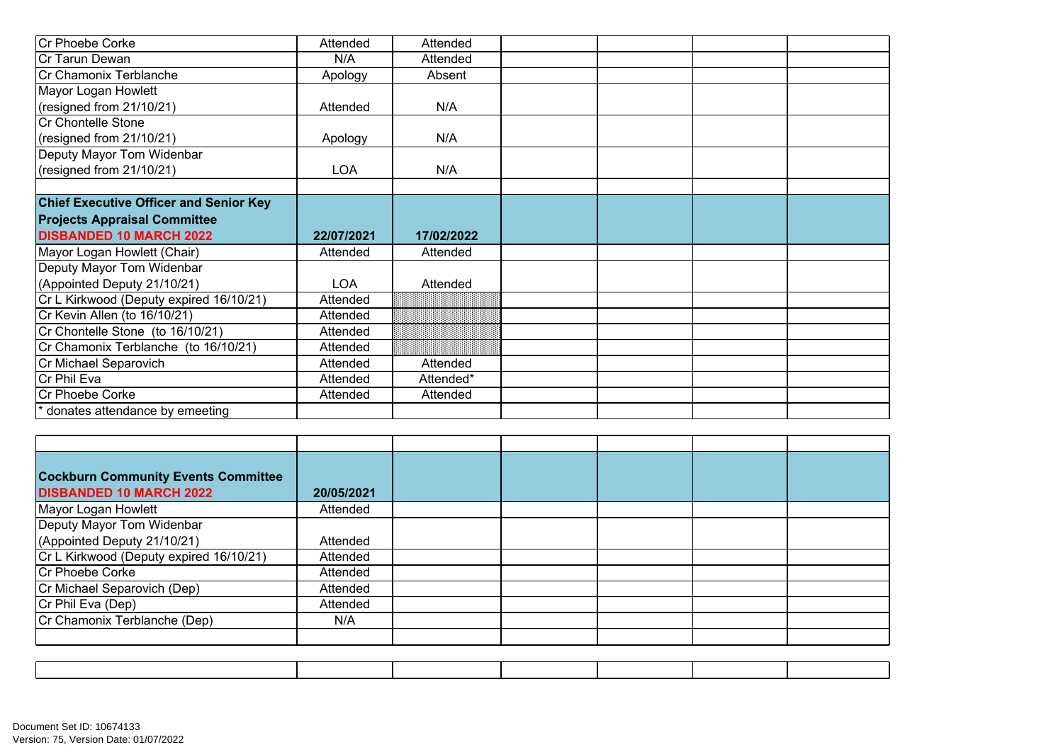| | | | | | | |
|---|---|---|---|---|---|---|
| Cr Phoebe Corke | Attended | Attended | | | | |
| Cr Tarun Dewan | N/A | Attended | | | | |
| Cr Chamonix Terblanche | Apology | Absent | | | | |
| Mayor Logan Howlett (resigned from 21/10/21) | Attended | N/A | | | | |
| Cr Chontelle Stone (resigned from 21/10/21) | Apology | N/A | | | | |
| Deputy Mayor Tom Widenbar (resigned from 21/10/21) | LOA | N/A | | | | |

| **Chief Executive Officer and Senior Key Projects Appraisal Committee DISBANDED 10 MARCH 2022** | **22/07/2021** | **17/02/2022** | | | | |
|---|---|---|---|---|---|---|
| Mayor Logan Howlett (Chair) | Attended | Attended | | | | |
| Deputy Mayor Tom Widenbar (Appointed Deputy 21/10/21) | LOA | Attended | | | | |
| Cr L Kirkwood (Deputy expired 16/10/21) | Attended | | | | | |
| Cr Kevin Allen (to 16/10/21) | Attended | | | | | |
| Cr Chontelle Stone (to 16/10/21) | Attended | | | | | |
| Cr Chamonix Terblanche (to 16/10/21) | Attended | | | | | |
| Cr Michael Separovich | Attended | Attended | | | | |
| Cr Phil Eva | Attended | Attended* | | | | |
| Cr Phoebe Corke | Attended | Attended | | | | |
| * donates attendance by emeeting | | | | | | |

| **Cockburn Community Events Committee DISBANDED 10 MARCH 2022** | **20/05/2021** | | | | | |
|---|---|---|---|---|---|---|
| Mayor Logan Howlett | Attended | | | | | |
| Deputy Mayor Tom Widenbar (Appointed Deputy 21/10/21) | Attended | | | | | |
| Cr L Kirkwood (Deputy expired 16/10/21) | Attended | | | | | |
| Cr Phoebe Corke | Attended | | | | | |
| Cr Michael Separovich (Dep) | Attended | | | | | |
| Cr Phil Eva (Dep) | Attended | | | | | |
| Cr Chamonix Terblanche (Dep) | N/A | | | | | |

Document Set ID: 10674133
Version: 75, Version Date: 01/07/2022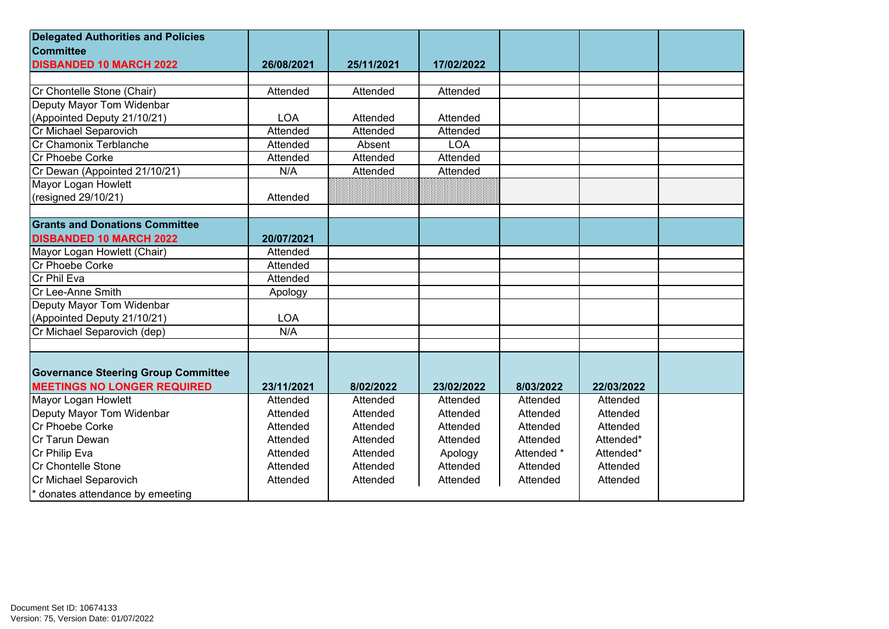| Delegated Authorities and Policies Committee<br>DISBANDED 10 MARCH 2022 | 26/08/2021 | 25/11/2021 | 17/02/2022 | | | |
|---|---|---|---|---|---|---|
| | | | | | | |
| Cr Chontelle Stone (Chair) | Attended | Attended | Attended | | | |
| Deputy Mayor Tom Widenbar (Appointed Deputy 21/10/21) | LOA | Attended | Attended | | | |
| Cr Michael Separovich | Attended | Attended | Attended | | | |
| Cr Chamonix Terblanche | Attended | Absent | LOA | | | |
| Cr Phoebe Corke | Attended | Attended | Attended | | | |
| Cr Dewan (Appointed 21/10/21) | N/A | Attended | Attended | | | |
| Mayor Logan Howlett (resigned 29/10/21) | Attended | | | | | |

| Grants and Donations Committee<br>DISBANDED 10 MARCH 2022 | 20/07/2021 | | | | | |
|---|---|---|---|---|---|---|
| Mayor Logan Howlett (Chair) | Attended | | | | | |
| Cr Phoebe Corke | Attended | | | | | |
| Cr Phil Eva | Attended | | | | | |
| Cr Lee-Anne Smith | Apology | | | | | |
| Deputy Mayor Tom Widenbar (Appointed Deputy 21/10/21) | LOA | | | | | |
| Cr Michael Separovich (dep) | N/A | | | | | |

| Governance Steering Group Committee<br>MEETINGS NO LONGER REQUIRED | 23/11/2021 | 8/02/2022 | 23/02/2022 | 8/03/2022 | 22/03/2022 | |
|---|---|---|---|---|---|---|
| Mayor Logan Howlett | Attended | Attended | Attended | Attended | Attended | |
| Deputy Mayor Tom Widenbar | Attended | Attended | Attended | Attended | Attended | |
| Cr Phoebe Corke | Attended | Attended | Attended | Attended | Attended | |
| Cr Tarun Dewan | Attended | Attended | Attended | Attended | Attended* | |
| Cr Philip Eva | Attended | Attended | Apology | Attended * | Attended* | |
| Cr Chontelle Stone | Attended | Attended | Attended | Attended | Attended | |
| Cr Michael Separovich | Attended | Attended | Attended | Attended | Attended | |
| * donates attendance by emeeting | | | | | | |

Document Set ID: 10674133
Version: 75, Version Date: 01/07/2022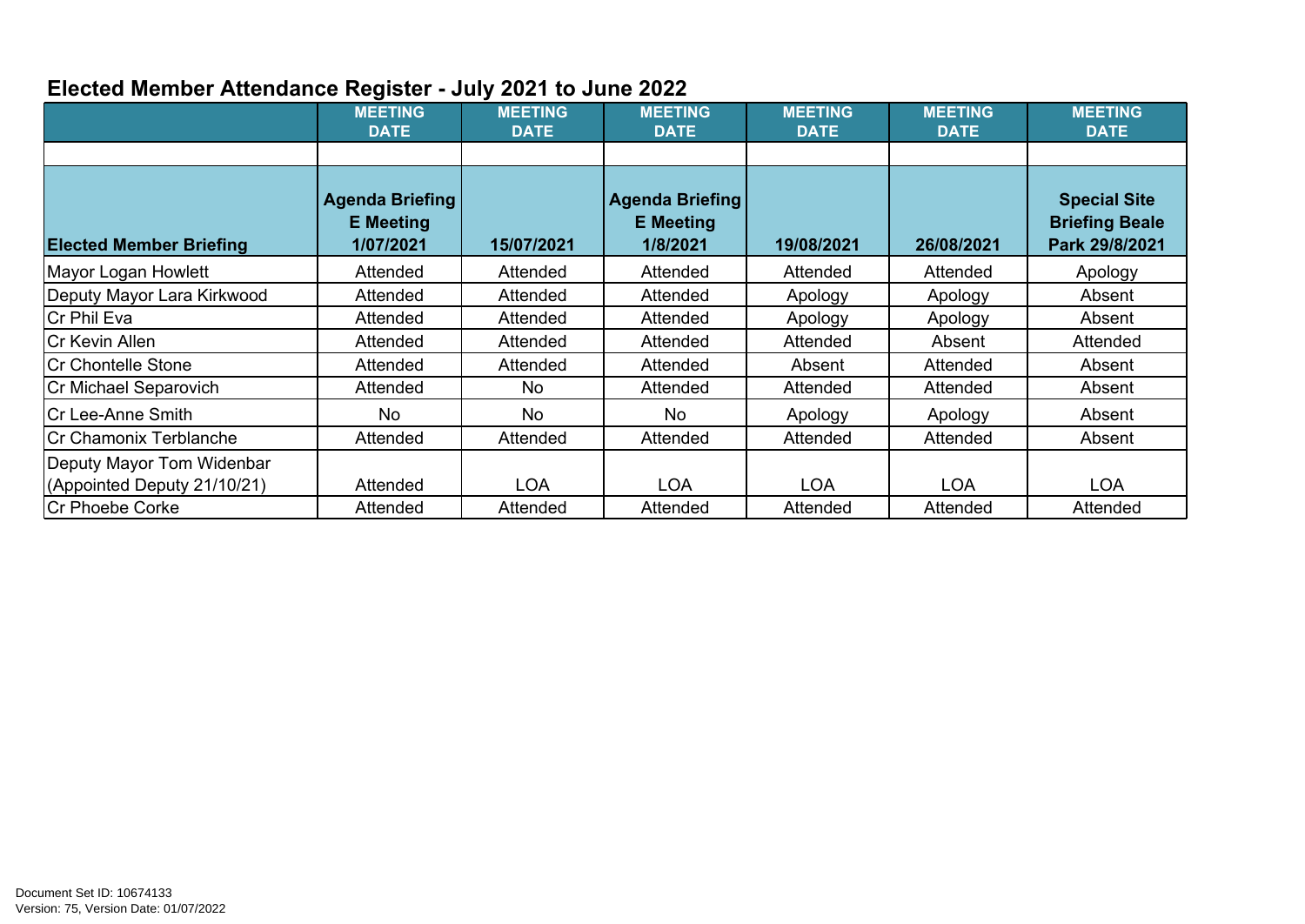# Elected Member Attendance Register - July 2021 to June 2022

| | MEETING DATE | MEETING DATE | MEETING DATE | MEETING DATE | MEETING DATE | MEETING DATE |
|---|---|---|---|---|---|---|
| | | | | | | |
| **Elected Member Briefing** | **Agenda Briefing E Meeting 1/07/2021** | **15/07/2021** | **Agenda Briefing E Meeting 1/8/2021** | **19/08/2021** | **26/08/2021** | **Special Site Briefing Beale Park 29/8/2021** |
| Mayor Logan Howlett | Attended | Attended | Attended | Attended | Attended | Apology |
| Deputy Mayor Lara Kirkwood | Attended | Attended | Attended | Apology | Apology | Absent |
| Cr Phil Eva | Attended | Attended | Attended | Apology | Apology | Absent |
| Cr Kevin Allen | Attended | Attended | Attended | Attended | Absent | Attended |
| Cr Chontelle Stone | Attended | Attended | Attended | Absent | Attended | Absent |
| Cr Michael Separovich | Attended | No | Attended | Attended | Attended | Absent |
| Cr Lee-Anne Smith | No | No | No | Apology | Apology | Absent |
| Cr Chamonix Terblanche | Attended | Attended | Attended | Attended | Attended | Absent |
| Deputy Mayor Tom Widenbar (Appointed Deputy 21/10/21) | Attended | LOA | LOA | LOA | LOA | LOA |
| Cr Phoebe Corke | Attended | Attended | Attended | Attended | Attended | Attended |

Document Set ID: 10674133
Version: 75, Version Date: 01/07/2022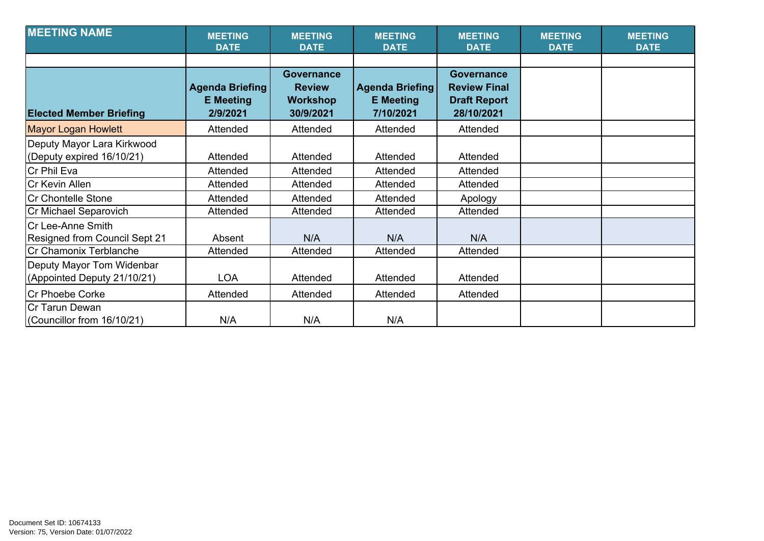| MEETING NAME | MEETING DATE | MEETING DATE | MEETING DATE | MEETING DATE | MEETING DATE | MEETING DATE |
|---|---|---|---|---|---|---|
| | | | | | | |
| **Elected Member Briefing** | **Agenda Briefing E Meeting 2/9/2021** | **Governance Review Workshop 30/9/2021** | **Agenda Briefing E Meeting 7/10/2021** | **Governance Review Final Draft Report 28/10/2021** | | |
| Mayor Logan Howlett | Attended | Attended | Attended | Attended | | |
| Deputy Mayor Lara Kirkwood (Deputy expired 16/10/21) | Attended | Attended | Attended | Attended | | |
| Cr Phil Eva | Attended | Attended | Attended | Attended | | |
| Cr Kevin Allen | Attended | Attended | Attended | Attended | | |
| Cr Chontelle Stone | Attended | Attended | Attended | Apology | | |
| Cr Michael Separovich | Attended | Attended | Attended | Attended | | |
| Cr Lee-Anne Smith Resigned from Council Sept 21 | Absent | N/A | N/A | N/A | | |
| Cr Chamonix Terblanche | Attended | Attended | Attended | Attended | | |
| Deputy Mayor Tom Widenbar (Appointed Deputy 21/10/21) | LOA | Attended | Attended | Attended | | |
| Cr Phoebe Corke | Attended | Attended | Attended | Attended | | |
| Cr Tarun Dewan (Councillor from 16/10/21) | N/A | N/A | N/A | | | |

Document Set ID: 10674133
Version: 75, Version Date: 01/07/2022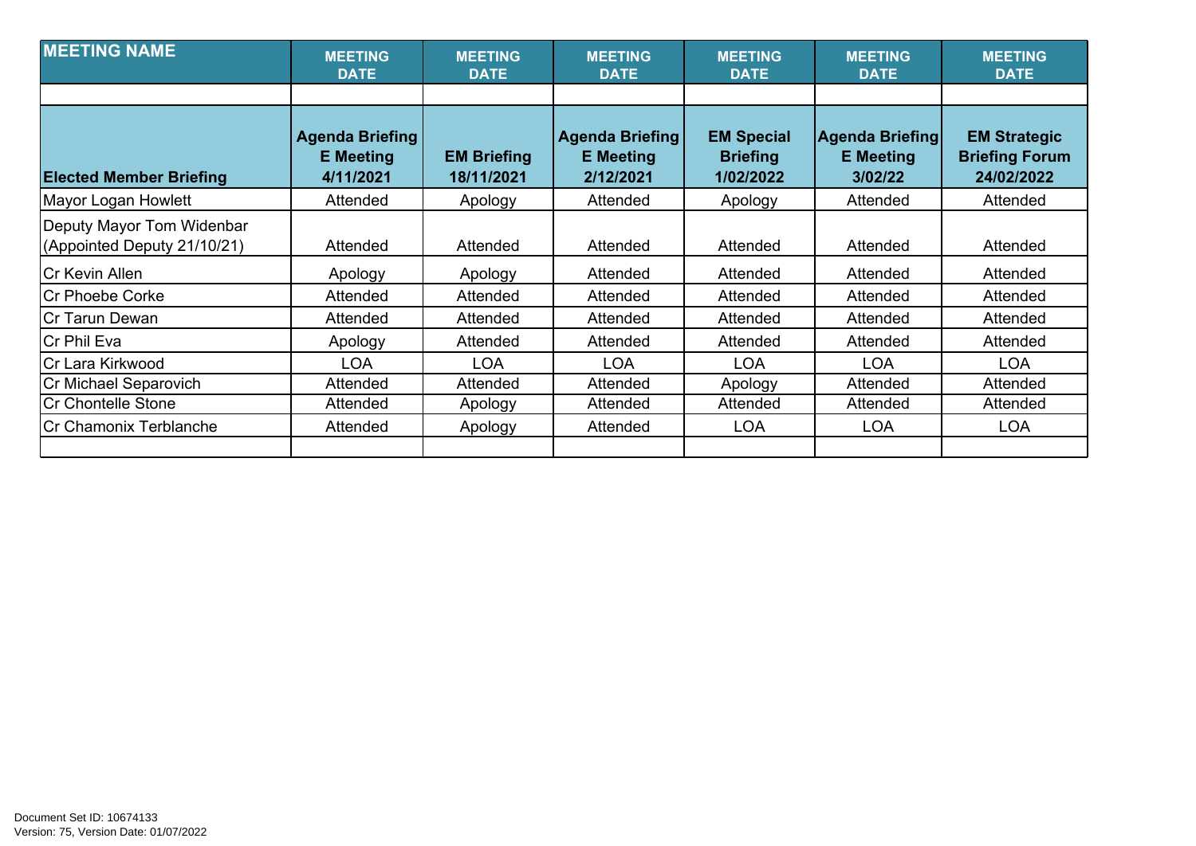| MEETING NAME | MEETING DATE | MEETING DATE | MEETING DATE | MEETING DATE | MEETING DATE | MEETING DATE |
|---|---|---|---|---|---|---|
| | | | | | | |
| **Elected Member Briefing** | **Agenda Briefing E Meeting 4/11/2021** | **EM Briefing 18/11/2021** | **Agenda Briefing E Meeting 2/12/2021** | **EM Special Briefing 1/02/2022** | **Agenda Briefing E Meeting 3/02/22** | **EM Strategic Briefing Forum 24/02/2022** |
| Mayor Logan Howlett | Attended | Apology | Attended | Apology | Attended | Attended |
| Deputy Mayor Tom Widenbar (Appointed Deputy 21/10/21) | Attended | Attended | Attended | Attended | Attended | Attended |
| Cr Kevin Allen | Apology | Apology | Attended | Attended | Attended | Attended |
| Cr Phoebe Corke | Attended | Attended | Attended | Attended | Attended | Attended |
| Cr Tarun Dewan | Attended | Attended | Attended | Attended | Attended | Attended |
| Cr Phil Eva | Apology | Attended | Attended | Attended | Attended | Attended |
| Cr Lara Kirkwood | LOA | LOA | LOA | LOA | LOA | LOA |
| Cr Michael Separovich | Attended | Attended | Attended | Apology | Attended | Attended |
| Cr Chontelle Stone | Attended | Apology | Attended | Attended | Attended | Attended |
| Cr Chamonix Terblanche | Attended | Apology | Attended | LOA | LOA | LOA |
| | | | | | | |

Document Set ID: 10674133
Version: 75, Version Date: 01/07/2022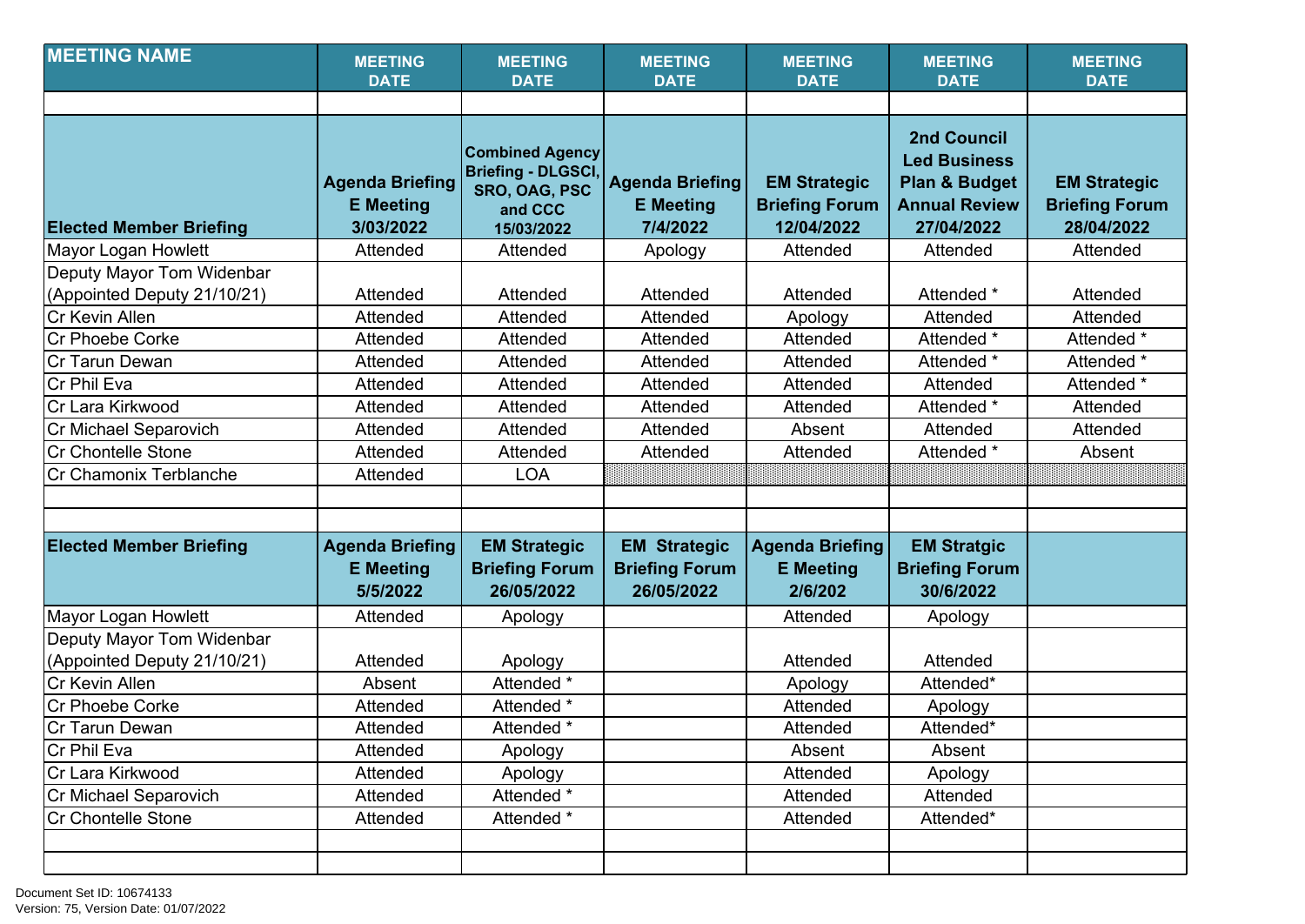| MEETING NAME | MEETING DATE | MEETING DATE | MEETING DATE | MEETING DATE | MEETING DATE | MEETING DATE |
|---|---|---|---|---|---|---|
| | | | | | | |
| **Elected Member Briefing** | **Agenda Briefing E Meeting 3/03/2022** | **Combined Agency Briefing - DLGSCI, SRO, OAG, PSC and CCC 15/03/2022** | **Agenda Briefing E Meeting 7/4/2022** | **EM Strategic Briefing Forum 12/04/2022** | **2nd Council Led Business Plan & Budget Annual Review 27/04/2022** | **EM Strategic Briefing Forum 28/04/2022** |
| Mayor Logan Howlett | Attended | Attended | Apology | Attended | Attended | Attended |
| Deputy Mayor Tom Widenbar (Appointed Deputy 21/10/21) | Attended | Attended | Attended | Attended | Attended * | Attended |
| Cr Kevin Allen | Attended | Attended | Attended | Apology | Attended | Attended |
| Cr Phoebe Corke | Attended | Attended | Attended | Attended | Attended * | Attended * |
| Cr Tarun Dewan | Attended | Attended | Attended | Attended | Attended * | Attended * |
| Cr Phil Eva | Attended | Attended | Attended | Attended | Attended | Attended * |
| Cr Lara Kirkwood | Attended | Attended | Attended | Attended | Attended * | Attended |
| Cr Michael Separovich | Attended | Attended | Attended | Absent | Attended | Attended |
| Cr Chontelle Stone | Attended | Attended | Attended | Attended | Attended * | Absent |
| Cr Chamonix Terblanche | Attended | LOA | | | | |
| | | | | | | |
| | | | | | | |
| **Elected Member Briefing** | **Agenda Briefing E Meeting 5/5/2022** | **EM Strategic Briefing Forum 26/05/2022** | **EM Strategic Briefing Forum 26/05/2022** | **Agenda Briefing E Meeting 2/6/202** | **EM Stratgic Briefing Forum 30/6/2022** | |
| Mayor Logan Howlett | Attended | Apology | | Attended | Apology | |
| Deputy Mayor Tom Widenbar (Appointed Deputy 21/10/21) | Attended | Apology | | Attended | Attended | |
| Cr Kevin Allen | Absent | Attended * | | Apology | Attended* | |
| Cr Phoebe Corke | Attended | Attended * | | Attended | Apology | |
| Cr Tarun Dewan | Attended | Attended * | | Attended | Attended* | |
| Cr Phil Eva | Attended | Apology | | Absent | Absent | |
| Cr Lara Kirkwood | Attended | Apology | | Attended | Apology | |
| Cr Michael Separovich | Attended | Attended * | | Attended | Attended | |
| Cr Chontelle Stone | Attended | Attended * | | Attended | Attended* | |
| | | | | | | |
| | | | | | | |

Document Set ID: 10674133
Version: 75, Version Date: 01/07/2022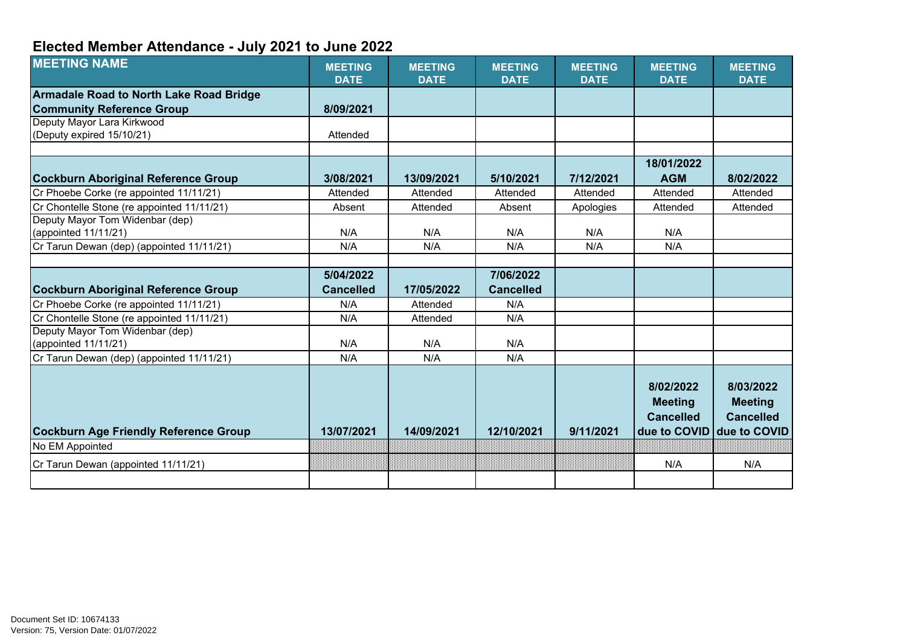## Elected Member Attendance - July 2021 to June 2022

| MEETING NAME | MEETING DATE | MEETING DATE | MEETING DATE | MEETING DATE | MEETING DATE | MEETING DATE |
|---|---|---|---|---|---|---|
| **Armadale Road to North Lake Road Bridge Community Reference Group** | **8/09/2021** | | | | | |
| Deputy Mayor Lara Kirkwood (Deputy expired 15/10/21) | Attended | | | | | |
| | | | | | | |
| **Cockburn Aboriginal Reference Group** | **3/08/2021** | **13/09/2021** | **5/10/2021** | **7/12/2021** | **18/01/2022 AGM** | **8/02/2022** |
| Cr Phoebe Corke (re appointed 11/11/21) | Attended | Attended | Attended | Attended | Attended | Attended |
| Cr Chontelle Stone (re appointed 11/11/21) | Absent | Attended | Absent | Apologies | Attended | Attended |
| Deputy Mayor Tom Widenbar (dep) (appointed 11/11/21) | N/A | N/A | N/A | N/A | N/A | |
| Cr Tarun Dewan (dep) (appointed 11/11/21) | N/A | N/A | N/A | N/A | N/A | |
| | | | | | | |
| **Cockburn Aboriginal Reference Group** | **5/04/2022 Cancelled** | **17/05/2022** | **7/06/2022 Cancelled** | | | |
| Cr Phoebe Corke (re appointed 11/11/21) | N/A | Attended | N/A | | | |
| Cr Chontelle Stone (re appointed 11/11/21) | N/A | Attended | N/A | | | |
| Deputy Mayor Tom Widenbar (dep) (appointed 11/11/21) | N/A | N/A | N/A | | | |
| Cr Tarun Dewan (dep) (appointed 11/11/21) | N/A | N/A | N/A | | | |
| **Cockburn Age Friendly Reference Group** | **13/07/2021** | **14/09/2021** | **12/10/2021** | **9/11/2021** | **8/02/2022 Meeting Cancelled due to COVID** | **8/03/2022 Meeting Cancelled due to COVID** |
| No EM Appointed | | | | | | |
| Cr Tarun Dewan (appointed 11/11/21) | | | | | N/A | N/A |
| | | | | | | |

Document Set ID: 10674133
Version: 75, Version Date: 01/07/2022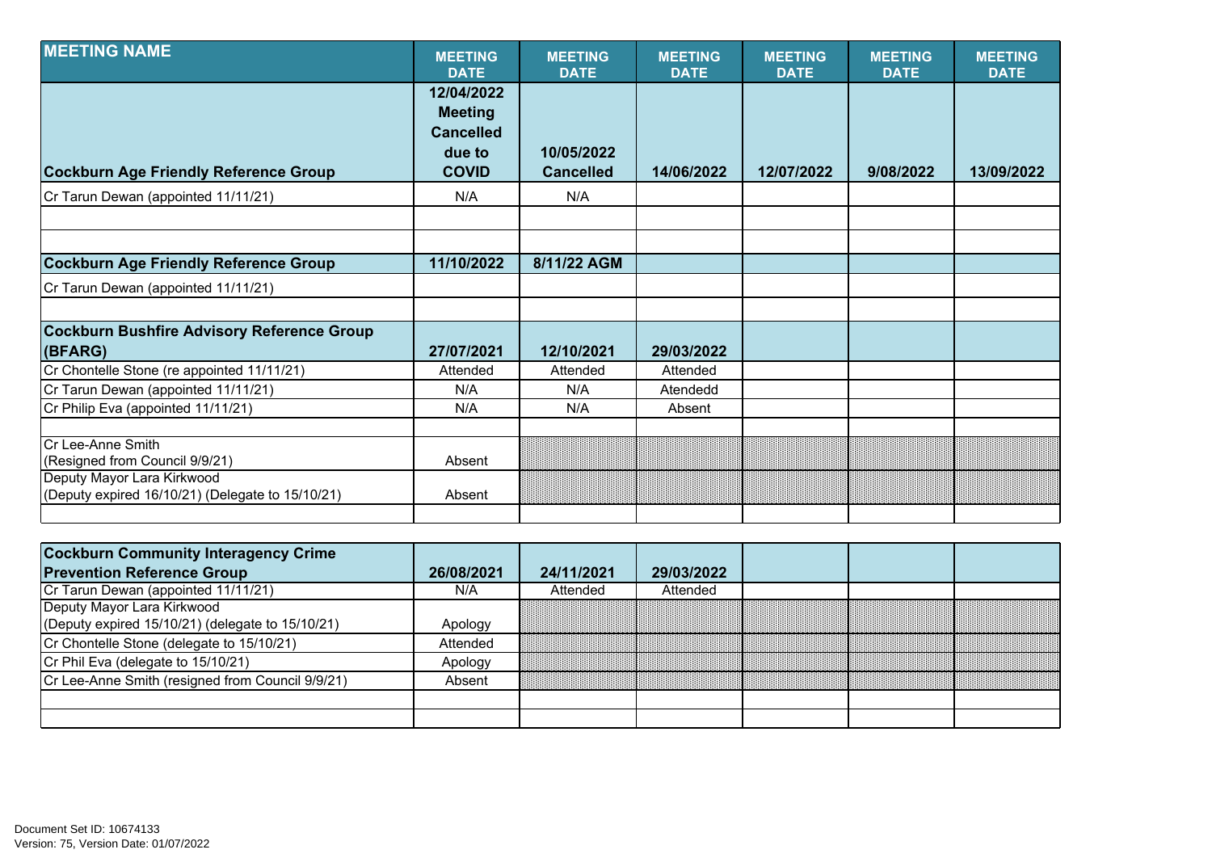| MEETING NAME | MEETING DATE | MEETING DATE | MEETING DATE | MEETING DATE | MEETING DATE | MEETING DATE |
|---|---|---|---|---|---|---|
| **Cockburn Age Friendly Reference Group** | **12/04/2022 Meeting Cancelled due to COVID** | **10/05/2022 Cancelled** | **14/06/2022** | **12/07/2022** | **9/08/2022** | **13/09/2022** |
| Cr Tarun Dewan (appointed 11/11/21) | N/A | N/A | | | | |
| | | | | | | |
| | | | | | | |
| **Cockburn Age Friendly Reference Group** | **11/10/2022** | **8/11/22 AGM** | | | | |
| Cr Tarun Dewan (appointed 11/11/21) | | | | | | |
| | | | | | | |
| **Cockburn Bushfire Advisory Reference Group (BFARG)** | **27/07/2021** | **12/10/2021** | **29/03/2022** | | | |
| Cr Chontelle Stone (re appointed 11/11/21) | Attended | Attended | Attended | | | |
| Cr Tarun Dewan (appointed 11/11/21) | N/A | N/A | Atendedd | | | |
| Cr Philip Eva (appointed 11/11/21) | N/A | N/A | Absent | | | |
| | | | | | | |
| Cr Lee-Anne Smith (Resigned from Council 9/9/21) | Absent | | | | | |
| Deputy Mayor Lara Kirkwood (Deputy expired 16/10/21) (Delegate to 15/10/21) | Absent | | | | | |
| | | | | | | |

| | | | | | | |
|---|---|---|---|---|---|---|
| **Cockburn Community Interagency Crime Prevention Reference Group** | **26/08/2021** | **24/11/2021** | **29/03/2022** | | | |
| Cr Tarun Dewan (appointed 11/11/21) | N/A | Attended | Attended | | | |
| Deputy Mayor Lara Kirkwood (Deputy expired 15/10/21) (delegate to 15/10/21) | Apology | | | | | |
| Cr Chontelle Stone (delegate to 15/10/21) | Attended | | | | | |
| Cr Phil Eva (delegate to 15/10/21) | Apology | | | | | |
| Cr Lee-Anne Smith (resigned from Council 9/9/21) | Absent | | | | | |
| | | | | | | |
| | | | | | | |

Document Set ID: 10674133
Version: 75, Version Date: 01/07/2022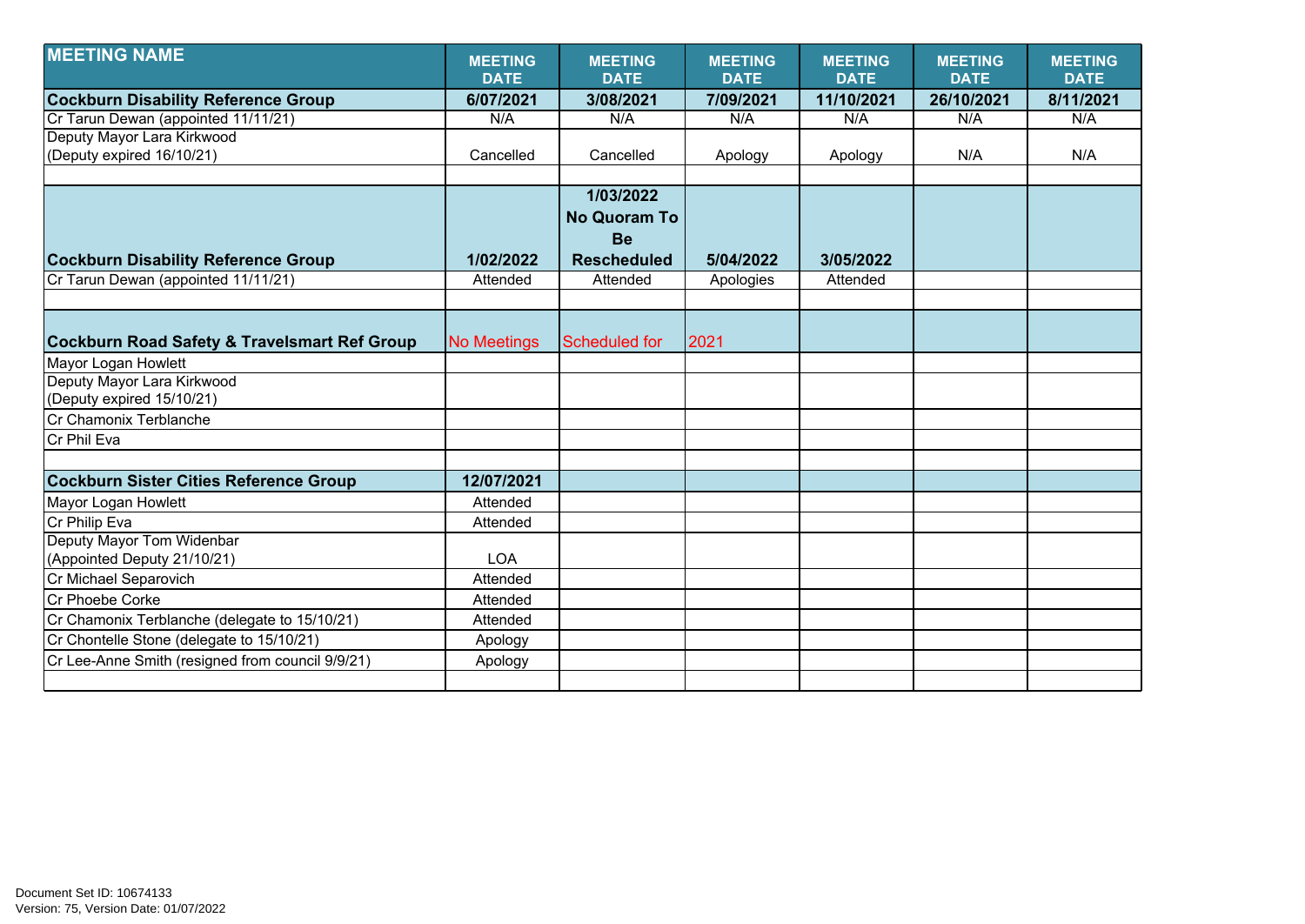| MEETING NAME | MEETING DATE | MEETING DATE | MEETING DATE | MEETING DATE | MEETING DATE | MEETING DATE |
|---|---|---|---|---|---|---|
| **Cockburn Disability Reference Group** | **6/07/2021** | **3/08/2021** | **7/09/2021** | **11/10/2021** | **26/10/2021** | **8/11/2021** |
| Cr Tarun Dewan (appointed 11/11/21) | N/A | N/A | N/A | N/A | N/A | N/A |
| Deputy Mayor Lara Kirkwood (Deputy expired 16/10/21) | Cancelled | Cancelled | Apology | Apology | N/A | N/A |
| | | | | | | |
| **Cockburn Disability Reference Group** | **1/02/2022** | **1/03/2022 No Quoram To Be Rescheduled** | **5/04/2022** | **3/05/2022** | | |
| Cr Tarun Dewan (appointed 11/11/21) | Attended | Attended | Apologies | Attended | | |
| | | | | | | |
| **Cockburn Road Safety & Travelsmart Ref Group** | No Meetings | Scheduled for | 2021 | | | |
| Mayor Logan Howlett | | | | | | |
| Deputy Mayor Lara Kirkwood (Deputy expired 15/10/21) | | | | | | |
| Cr Chamonix Terblanche | | | | | | |
| Cr Phil Eva | | | | | | |
| | | | | | | |
| **Cockburn Sister Cities Reference Group** | **12/07/2021** | | | | | |
| Mayor Logan Howlett | Attended | | | | | |
| Cr Philip Eva | Attended | | | | | |
| Deputy Mayor Tom Widenbar (Appointed Deputy 21/10/21) | LOA | | | | | |
| Cr Michael Separovich | Attended | | | | | |
| Cr Phoebe Corke | Attended | | | | | |
| Cr Chamonix Terblanche (delegate to 15/10/21) | Attended | | | | | |
| Cr Chontelle Stone (delegate to 15/10/21) | Apology | | | | | |
| Cr Lee-Anne Smith (resigned from council 9/9/21) | Apology | | | | | |
| | | | | | | |

Document Set ID: 10674133
Version: 75, Version Date: 01/07/2022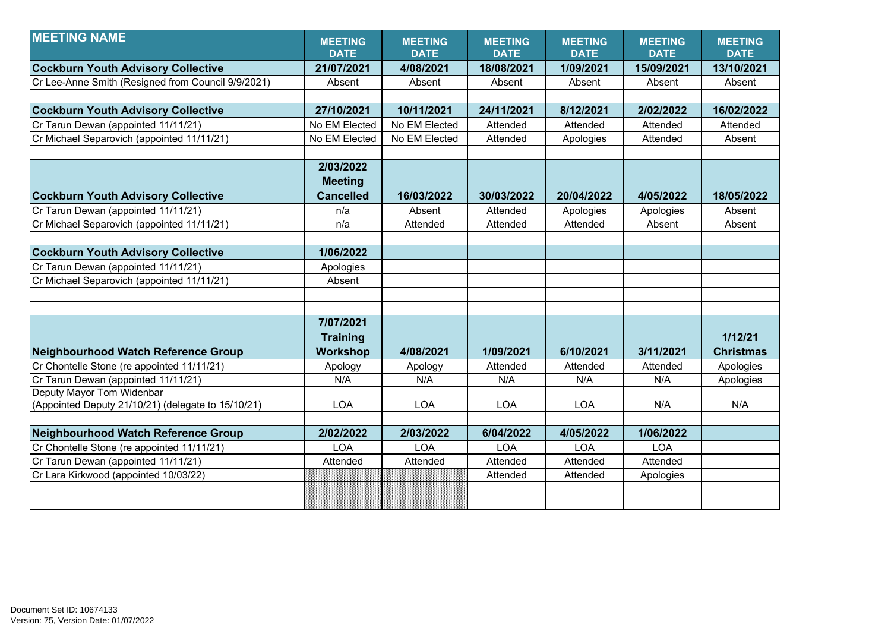| MEETING NAME | MEETING DATE | MEETING DATE | MEETING DATE | MEETING DATE | MEETING DATE | MEETING DATE |
|---|---|---|---|---|---|---|
| **Cockburn Youth Advisory Collective** | **21/07/2021** | **4/08/2021** | **18/08/2021** | **1/09/2021** | **15/09/2021** | **13/10/2021** |
| Cr Lee-Anne Smith (Resigned from Council 9/9/2021) | Absent | Absent | Absent | Absent | Absent | Absent |
| | | | | | | |
| **Cockburn Youth Advisory Collective** | **27/10/2021** | **10/11/2021** | **24/11/2021** | **8/12/2021** | **2/02/2022** | **16/02/2022** |
| Cr Tarun Dewan (appointed 11/11/21) | No EM Elected | No EM Elected | Attended | Attended | Attended | Attended |
| Cr Michael Separovich (appointed 11/11/21) | No EM Elected | No EM Elected | Attended | Apologies | Attended | Absent |
| | | | | | | |
| **Cockburn Youth Advisory Collective** | **2/03/2022 Meeting Cancelled** | **16/03/2022** | **30/03/2022** | **20/04/2022** | **4/05/2022** | **18/05/2022** |
| Cr Tarun Dewan (appointed 11/11/21) | n/a | Absent | Attended | Apologies | Apologies | Absent |
| Cr Michael Separovich (appointed 11/11/21) | n/a | Attended | Attended | Attended | Absent | Absent |
| | | | | | | |
| **Cockburn Youth Advisory Collective** | **1/06/2022** | | | | | |
| Cr Tarun Dewan (appointed 11/11/21) | Apologies | | | | | |
| Cr Michael Separovich (appointed 11/11/21) | Absent | | | | | |
| | | | | | | |
| | | | | | | |
| **Neighbourhood Watch Reference Group** | **7/07/2021 Training Workshop** | **4/08/2021** | **1/09/2021** | **6/10/2021** | **3/11/2021** | **1/12/21 Christmas** |
| Cr Chontelle Stone (re appointed 11/11/21) | Apology | Apology | Attended | Attended | Attended | Apologies |
| Cr Tarun Dewan (appointed 11/11/21) | N/A | N/A | N/A | N/A | N/A | Apologies |
| Deputy Mayor Tom Widenbar (Appointed Deputy 21/10/21) (delegate to 15/10/21) | LOA | LOA | LOA | LOA | N/A | N/A |
| | | | | | | |
| **Neighbourhood Watch Reference Group** | **2/02/2022** | **2/03/2022** | **6/04/2022** | **4/05/2022** | **1/06/2022** | |
| Cr Chontelle Stone (re appointed 11/11/21) | LOA | LOA | LOA | LOA | LOA | |
| Cr Tarun Dewan (appointed 11/11/21) | Attended | Attended | Attended | Attended | Attended | |
| Cr Lara Kirkwood (appointed 10/03/22) | | | Attended | Attended | Apologies | |
| | | | | | | |
| | | | | | | |

Document Set ID: 10674133
Version: 75, Version Date: 01/07/2022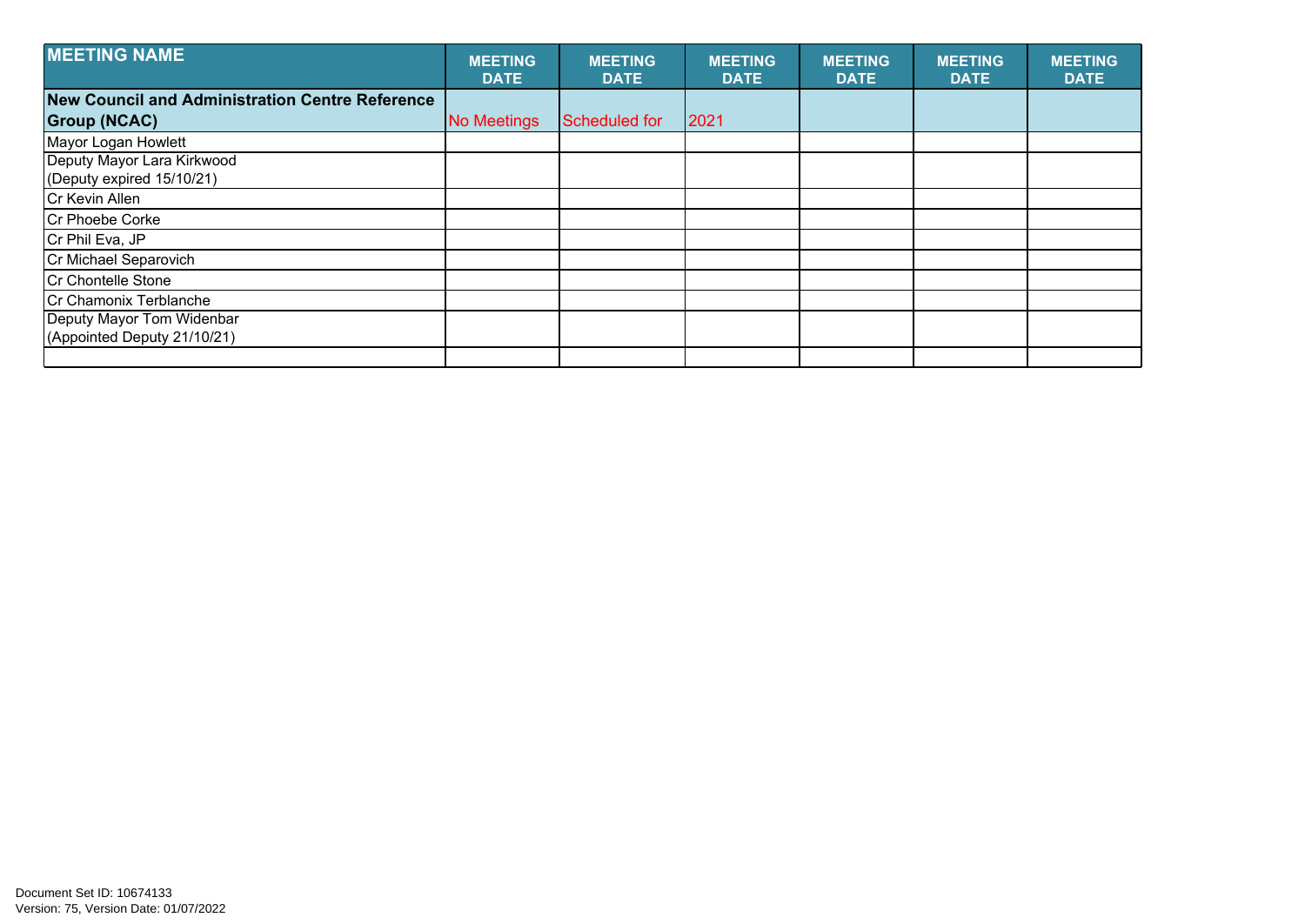| MEETING NAME | MEETING DATE | MEETING DATE | MEETING DATE | MEETING DATE | MEETING DATE | MEETING DATE |
|---|---|---|---|---|---|---|
| **New Council and Administration Centre Reference Group (NCAC)** | No Meetings | Scheduled for | 2021 | | | |
| Mayor Logan Howlett | | | | | | |
| Deputy Mayor Lara Kirkwood (Deputy expired 15/10/21) | | | | | | |
| Cr Kevin Allen | | | | | | |
| Cr Phoebe Corke | | | | | | |
| Cr Phil Eva, JP | | | | | | |
| Cr Michael Separovich | | | | | | |
| Cr Chontelle Stone | | | | | | |
| Cr Chamonix Terblanche | | | | | | |
| Deputy Mayor Tom Widenbar (Appointed Deputy 21/10/21) | | | | | | |
| | | | | | | |

Document Set ID: 10674133
Version: 75, Version Date: 01/07/2022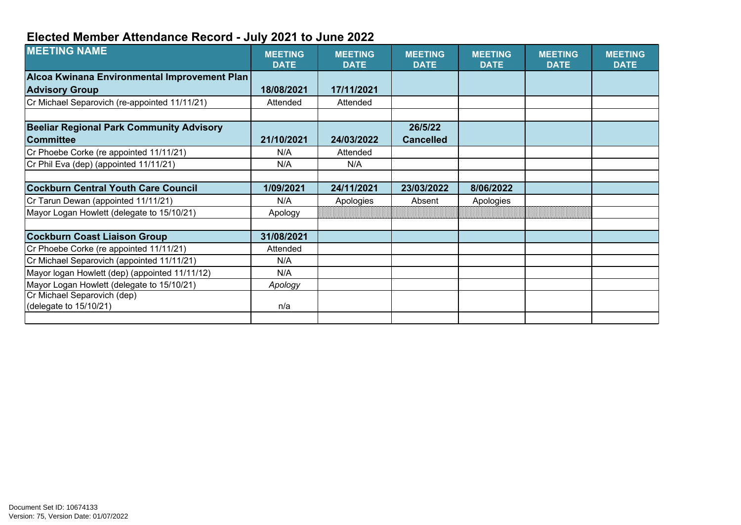## Elected Member Attendance Record - July 2021 to June 2022

| MEETING NAME | MEETING DATE | MEETING DATE | MEETING DATE | MEETING DATE | MEETING DATE | MEETING DATE |
|---|---|---|---|---|---|---|
| **Alcoa Kwinana Environmental Improvement Plan Advisory Group** | **18/08/2021** | **17/11/2021** | | | | |
| Cr Michael Separovich (re-appointed 11/11/21) | Attended | Attended | | | | |
| | | | | | | |
| **Beeliar Regional Park Community Advisory Committee** | **21/10/2021** | **24/03/2022** | **26/5/22 Cancelled** | | | |
| Cr Phoebe Corke (re appointed 11/11/21) | N/A | Attended | | | | |
| Cr Phil Eva (dep) (appointed 11/11/21) | N/A | N/A | | | | |
| | | | | | | |
| **Cockburn Central Youth Care Council** | **1/09/2021** | **24/11/2021** | **23/03/2022** | **8/06/2022** | | |
| Cr Tarun Dewan (appointed 11/11/21) | N/A | Apologies | Absent | Apologies | | |
| Mayor Logan Howlett (delegate to 15/10/21) | Apology | | | | | |
| | | | | | | |
| **Cockburn Coast Liaison Group** | **31/08/2021** | | | | | |
| Cr Phoebe Corke (re appointed 11/11/21) | Attended | | | | | |
| Cr Michael Separovich (appointed 11/11/21) | N/A | | | | | |
| Mayor logan Howlett (dep) (appointed 11/11/12) | N/A | | | | | |
| Mayor Logan Howlett (delegate to 15/10/21) | *Apology* | | | | | |
| Cr Michael Separovich (dep) (delegate to 15/10/21) | n/a | | | | | |
| | | | | | | |

Document Set ID: 10674133
Version: 75, Version Date: 01/07/2022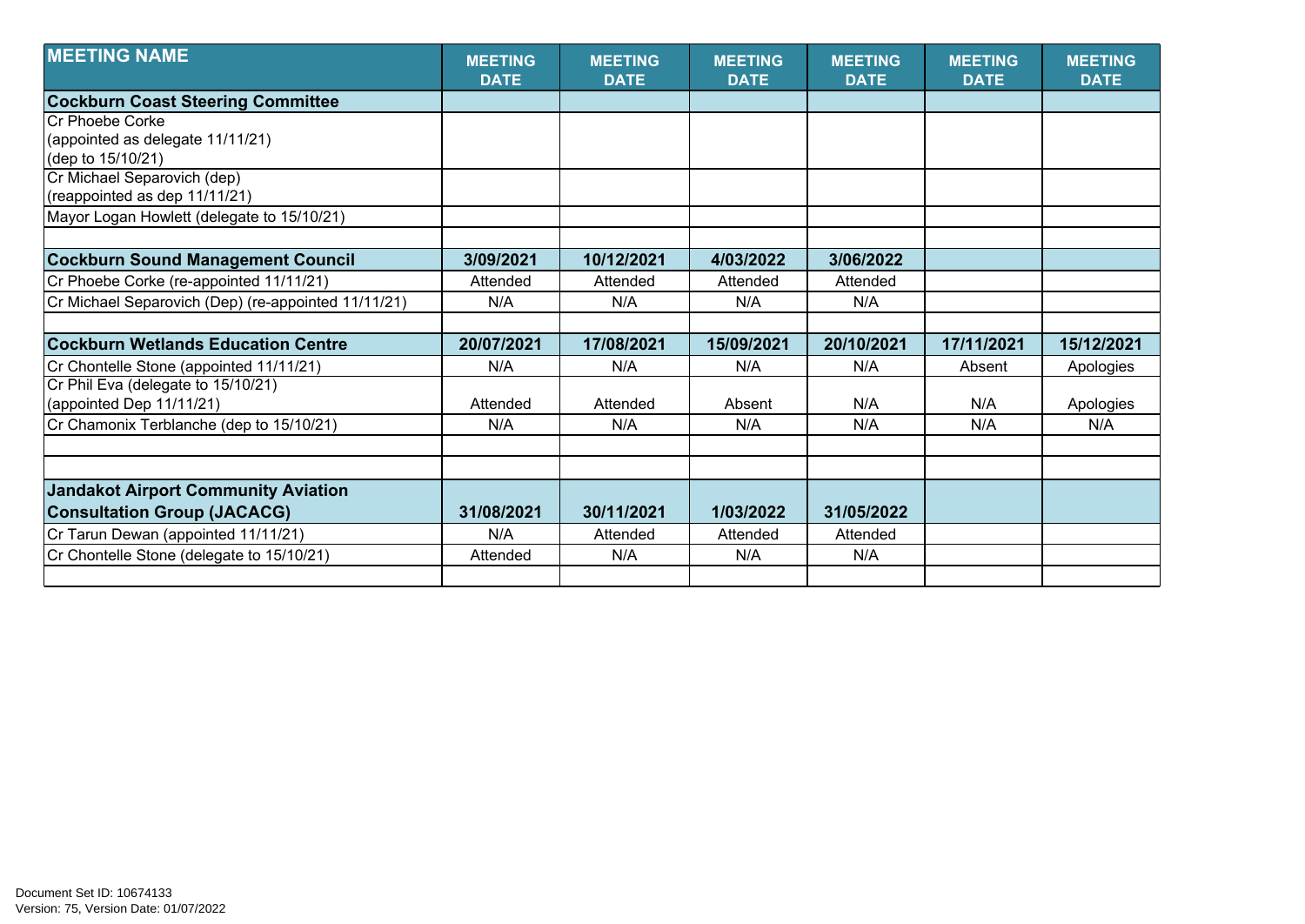| MEETING NAME | MEETING DATE | MEETING DATE | MEETING DATE | MEETING DATE | MEETING DATE | MEETING DATE |
|---|---|---|---|---|---|---|
| **Cockburn Coast Steering Committee** | | | | | | |
| Cr Phoebe Corke (appointed as delegate 11/11/21) (dep to 15/10/21) | | | | | | |
| Cr Michael Separovich (dep) (reappointed as dep 11/11/21) | | | | | | |
| Mayor Logan Howlett (delegate to 15/10/21) | | | | | | |
| | | | | | | |
| **Cockburn Sound Management Council** | **3/09/2021** | **10/12/2021** | **4/03/2022** | **3/06/2022** | | |
| Cr Phoebe Corke (re-appointed 11/11/21) | Attended | Attended | Attended | Attended | | |
| Cr Michael Separovich (Dep) (re-appointed 11/11/21) | N/A | N/A | N/A | N/A | | |
| | | | | | | |
| **Cockburn Wetlands Education Centre** | **20/07/2021** | **17/08/2021** | **15/09/2021** | **20/10/2021** | **17/11/2021** | **15/12/2021** |
| Cr Chontelle Stone (appointed 11/11/21) | N/A | N/A | N/A | N/A | Absent | Apologies |
| Cr Phil Eva (delegate to 15/10/21) (appointed Dep 11/11/21) | Attended | Attended | Absent | N/A | N/A | Apologies |
| Cr Chamonix Terblanche (dep to 15/10/21) | N/A | N/A | N/A | N/A | N/A | N/A |
| | | | | | | |
| | | | | | | |
| **Jandakot Airport Community Aviation Consultation Group (JACACG)** | **31/08/2021** | **30/11/2021** | **1/03/2022** | **31/05/2022** | | |
| Cr Tarun Dewan (appointed 11/11/21) | N/A | Attended | Attended | Attended | | |
| Cr Chontelle Stone (delegate to 15/10/21) | Attended | N/A | N/A | N/A | | |
| | | | | | | |

Document Set ID: 10674133
Version: 75, Version Date: 01/07/2022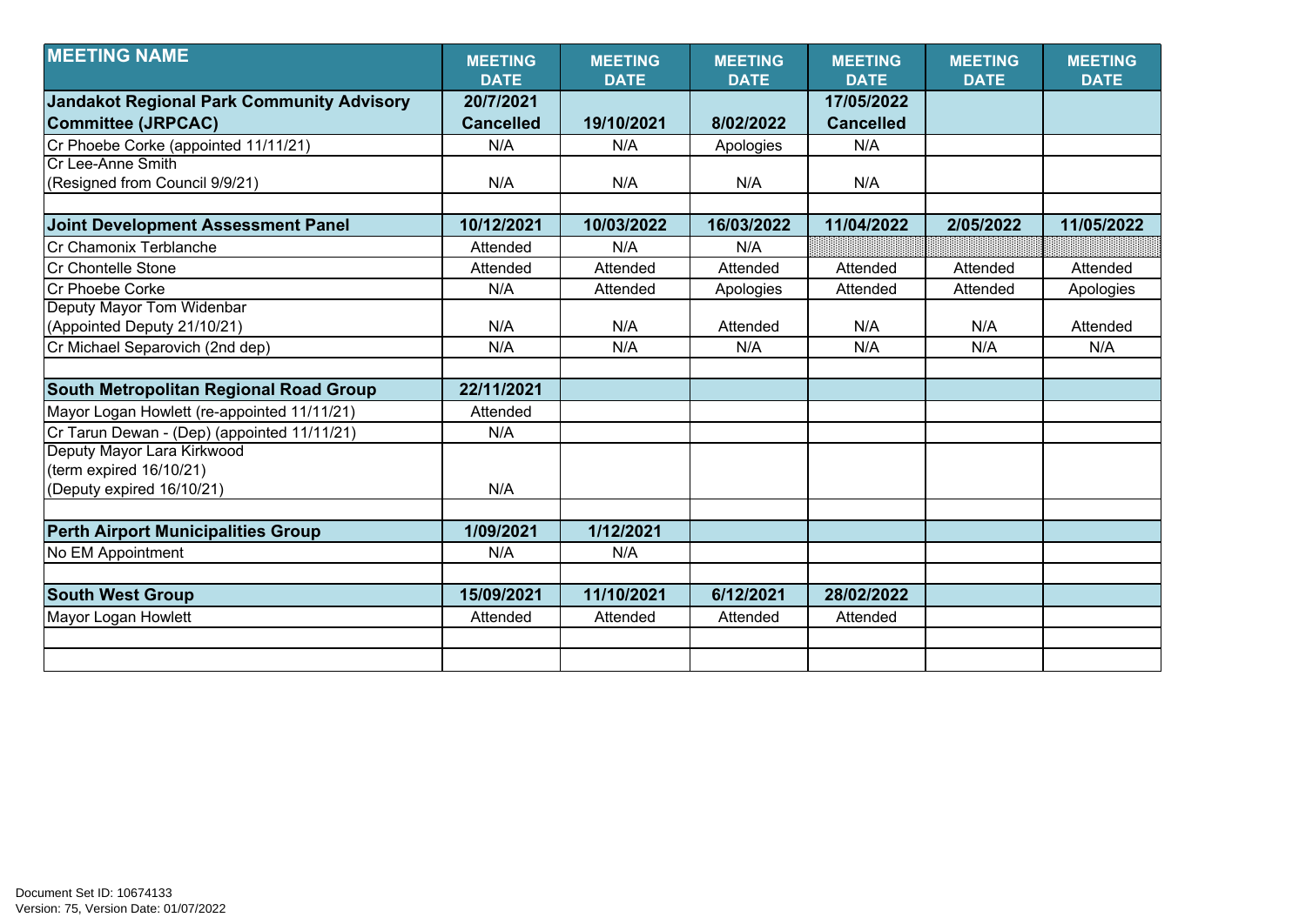| MEETING NAME | MEETING DATE | MEETING DATE | MEETING DATE | MEETING DATE | MEETING DATE | MEETING DATE |
|---|---|---|---|---|---|---|
| **Jandakot Regional Park Community Advisory Committee (JRPCAC)** | **20/7/2021 Cancelled** | **19/10/2021** | **8/02/2022** | **17/05/2022 Cancelled** | | |
| Cr Phoebe Corke (appointed 11/11/21) | N/A | N/A | Apologies | N/A | | |
| Cr Lee-Anne Smith (Resigned from Council 9/9/21) | N/A | N/A | N/A | N/A | | |
| | | | | | | |
| **Joint Development Assessment Panel** | **10/12/2021** | **10/03/2022** | **16/03/2022** | **11/04/2022** | **2/05/2022** | **11/05/2022** |
| Cr Chamonix Terblanche | Attended | N/A | N/A | | | |
| Cr Chontelle Stone | Attended | Attended | Attended | Attended | Attended | Attended |
| Cr Phoebe Corke | N/A | Attended | Apologies | Attended | Attended | Apologies |
| Deputy Mayor Tom Widenbar (Appointed Deputy 21/10/21) | N/A | N/A | Attended | N/A | N/A | Attended |
| Cr Michael Separovich (2nd dep) | N/A | N/A | N/A | N/A | N/A | N/A |
| | | | | | | |
| **South Metropolitan Regional Road Group** | **22/11/2021** | | | | | |
| Mayor Logan Howlett (re-appointed 11/11/21) | Attended | | | | | |
| Cr Tarun Dewan - (Dep) (appointed 11/11/21) | N/A | | | | | |
| Deputy Mayor Lara Kirkwood (term expired 16/10/21) (Deputy expired 16/10/21) | N/A | | | | | |
| | | | | | | |
| **Perth Airport Municipalities Group** | **1/09/2021** | **1/12/2021** | | | | |
| No EM Appointment | N/A | N/A | | | | |
| | | | | | | |
| **South West Group** | **15/09/2021** | **11/10/2021** | **6/12/2021** | **28/02/2022** | | |
| Mayor Logan Howlett | Attended | Attended | Attended | Attended | | |

Document Set ID: 10674133
Version: 75, Version Date: 01/07/2022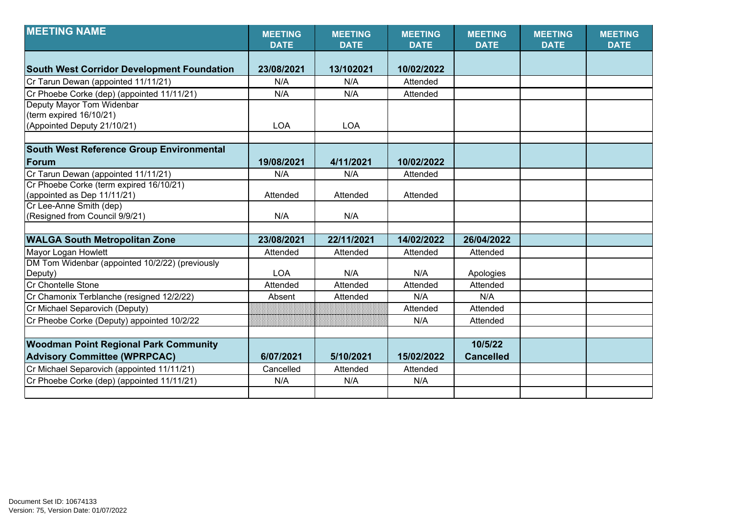| MEETING NAME | MEETING DATE | MEETING DATE | MEETING DATE | MEETING DATE | MEETING DATE | MEETING DATE |
|---|---|---|---|---|---|---|
| **South West Corridor Development Foundation** | **23/08/2021** | **13/102021** | **10/02/2022** | | | |
| Cr Tarun Dewan (appointed 11/11/21) | N/A | N/A | Attended | | | |
| Cr Phoebe Corke (dep) (appointed 11/11/21) | N/A | N/A | Attended | | | |
| Deputy Mayor Tom Widenbar (term expired 16/10/21) (Appointed Deputy 21/10/21) | LOA | LOA | | | | |
| | | | | | | |
| **South West Reference Group Environmental Forum** | **19/08/2021** | **4/11/2021** | **10/02/2022** | | | |
| Cr Tarun Dewan (appointed 11/11/21) | N/A | N/A | Attended | | | |
| Cr Phoebe Corke (term expired 16/10/21) (appointed as Dep 11/11/21) | Attended | Attended | Attended | | | |
| Cr Lee-Anne Smith (dep) (Resigned from Council 9/9/21) | N/A | N/A | | | | |
| | | | | | | |
| **WALGA South Metropolitan Zone** | **23/08/2021** | **22/11/2021** | **14/02/2022** | **26/04/2022** | | |
| Mayor Logan Howlett | Attended | Attended | Attended | Attended | | |
| DM Tom Widenbar (appointed 10/2/22) (previously Deputy) | LOA | N/A | N/A | Apologies | | |
| Cr Chontelle Stone | Attended | Attended | Attended | Attended | | |
| Cr Chamonix Terblanche (resigned 12/2/22) | Absent | Attended | N/A | N/A | | |
| Cr Michael Separovich (Deputy) | | | Attended | Attended | | |
| Cr Pheobe Corke (Deputy) appointed 10/2/22 | | | N/A | Attended | | |
| | | | | | | |
| **Woodman Point Regional Park Community Advisory Committee (WPRPCAC)** | **6/07/2021** | **5/10/2021** | **15/02/2022** | **10/5/22 Cancelled** | | |
| Cr Michael Separovich (appointed 11/11/21) | Cancelled | Attended | Attended | | | |
| Cr Phoebe Corke (dep) (appointed 11/11/21) | N/A | N/A | N/A | | | |
| | | | | | | |

Document Set ID: 10674133
Version: 75, Version Date: 01/07/2022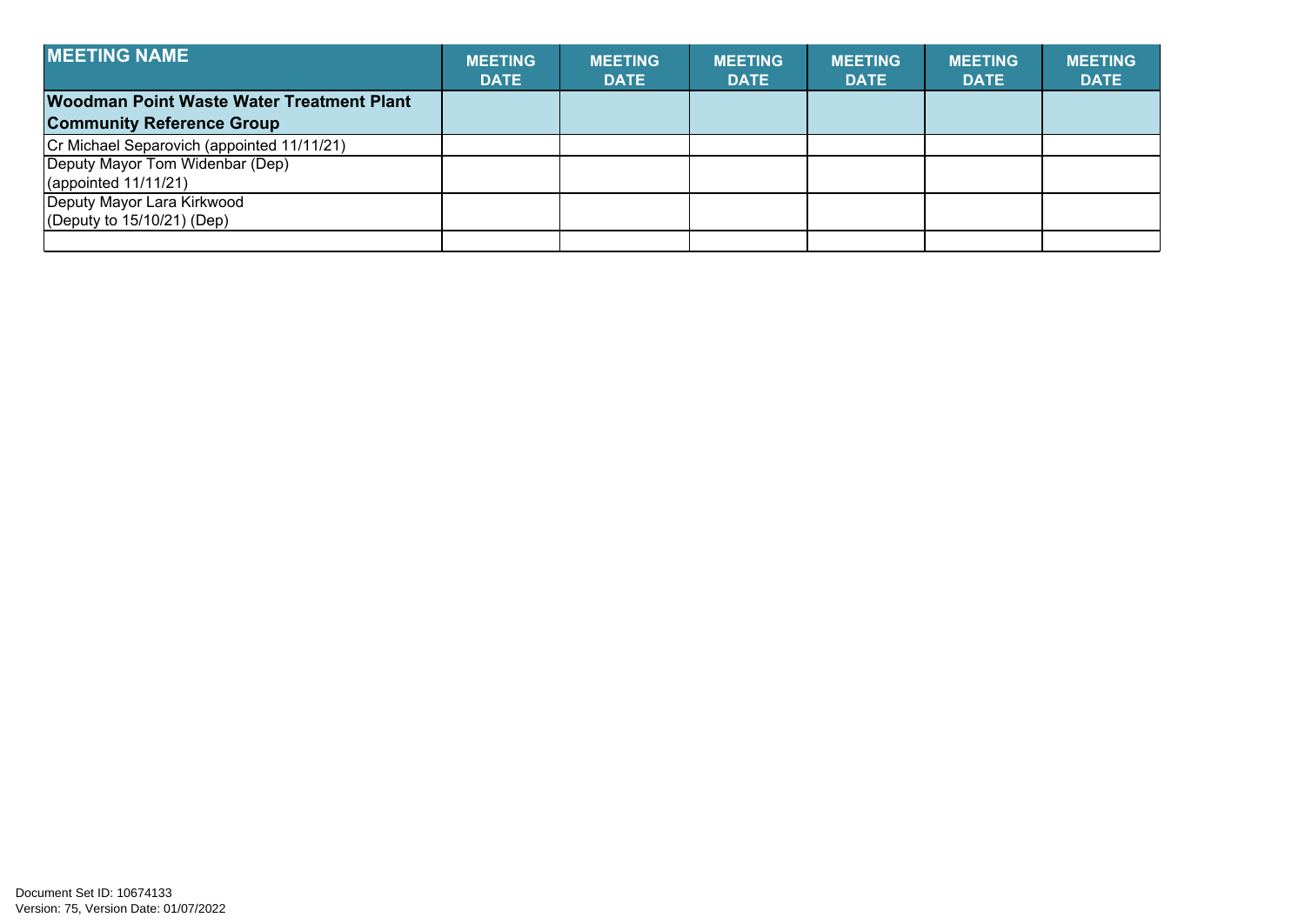| MEETING NAME | MEETING DATE | MEETING DATE | MEETING DATE | MEETING DATE | MEETING DATE | MEETING DATE |
|---|---|---|---|---|---|---|
| **Woodman Point Waste Water Treatment Plant Community Reference Group** | | | | | | |
| Cr Michael Separovich (appointed 11/11/21) | | | | | | |
| Deputy Mayor Tom Widenbar (Dep) (appointed 11/11/21) | | | | | | |
| Deputy Mayor Lara Kirkwood (Deputy to 15/10/21) (Dep) | | | | | | |
| | | | | | | |

Document Set ID: 10674133
Version: 75, Version Date: 01/07/2022